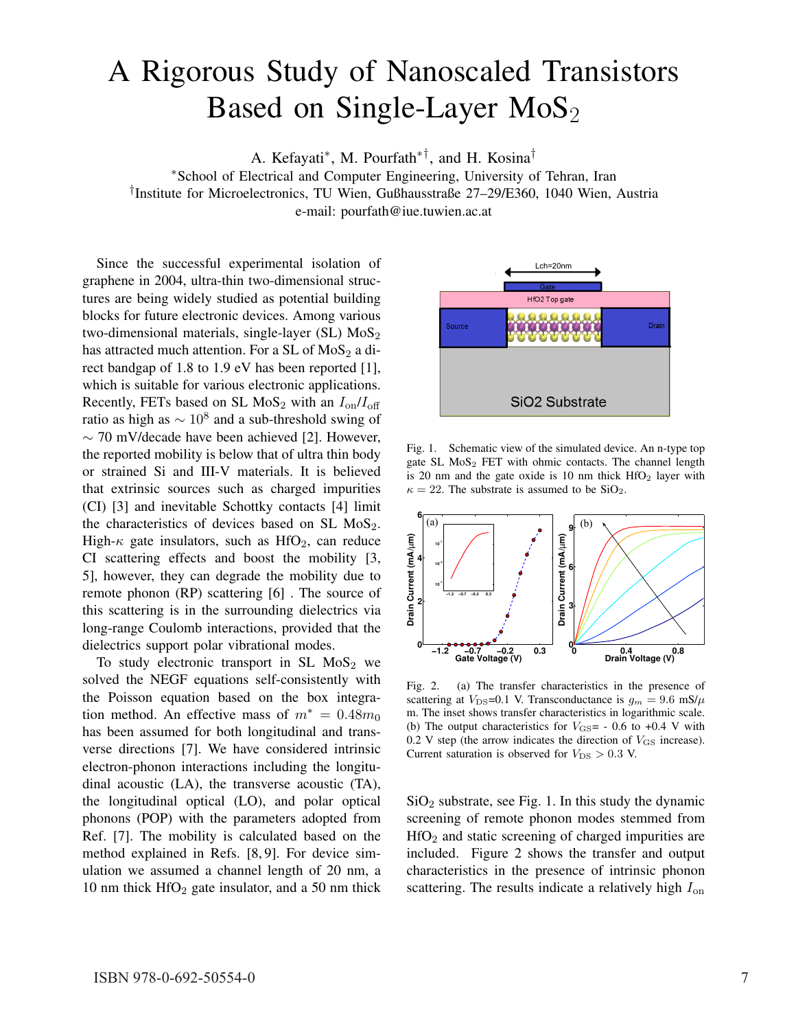# A Rigorous Study of Nanoscaled Transistors Based on Single-Layer $MoS_2$

A. Kefayati*, M. Pourfath*†, and H. Kosina†

*School of Electrical and Computer Engineering, University of Tehran, Iran
†Institute for Microelectronics, TU Wien, Gußhausstraße 27–29/E360, 1040 Wien, Austria
e-mail: pourfath@iue.tuwien.ac.at

Since the successful experimental isolation of graphene in 2004, ultra-thin two-dimensional structures are being widely studied as potential building blocks for future electronic devices. Among various two-dimensional materials, single-layer (SL) $MoS_2$ has attracted much attention. For a SL of $MoS_2$ a direct bandgap of 1.8 to 1.9 eV has been reported [1], which is suitable for various electronic applications. Recently, FETs based on SL $MoS_2$ with an $I_{\rm on}/I_{\rm off}$ ratio as high as $\sim 10^8$ and a sub-threshold swing of $\sim$ 70 mV/decade have been achieved [2]. However, the reported mobility is below that of ultra thin body or strained Si and III-V materials. It is believed that extrinsic sources such as charged impurities (CI) [3] and inevitable Schottky contacts [4] limit the characteristics of devices based on SL $MoS_2$. High-$\kappa$ gate insulators, such as $HfO_2$, can reduce CI scattering effects and boost the mobility [3, 5], however, they can degrade the mobility due to remote phonon (RP) scattering [6] . The source of this scattering is in the surrounding dielectrics via long-range Coulomb interactions, provided that the dielectrics support polar vibrational modes.

To study electronic transport in SL $MoS_2$ we solved the NEGF equations self-consistently with the Poisson equation based on the box integration method. An effective mass of $m^* = 0.48m_0$ has been assumed for both longitudinal and transverse directions [7]. We have considered intrinsic electron-phonon interactions including the longitudinal acoustic (LA), the transverse acoustic (TA), the longitudinal optical (LO), and polar optical phonons (POP) with the parameters adopted from Ref. [7]. The mobility is calculated based on the method explained in Refs. [8, 9]. For device simulation we assumed a channel length of 20 nm, a 10 nm thick $HfO_2$ gate insulator, and a 50 nm thick $SiO_2$ substrate, see Fig. 1. In this study the dynamic screening of remote phonon modes stemmed from $HfO_2$ and static screening of charged impurities are included. Figure 2 shows the transfer and output characteristics in the presence of intrinsic phonon scattering. The results indicate a relatively high $I_{\rm on}$

Fig. 1. Schematic view of the simulated device. An n-type top gate SL $MoS_2$ FET with ohmic contacts. The channel length is 20 nm and the gate oxide is 10 nm thick $HfO_2$ layer with $\kappa = 22$. The substrate is assumed to be $SiO_2$.

Fig. 2. (a) The transfer characteristics in the presence of scattering at $V_{\rm DS}$=0.1 V. Transconductance is $g_m = 9.6$ mS/$\mu$ m. The inset shows transfer characteristics in logarithmic scale. (b) The output characteristics for $V_{\rm GS}$= - 0.6 to +0.4 V with 0.2 V step (the arrow indicates the direction of $V_{\rm GS}$ increase). Current saturation is observed for $V_{\rm DS} > 0.3$ V.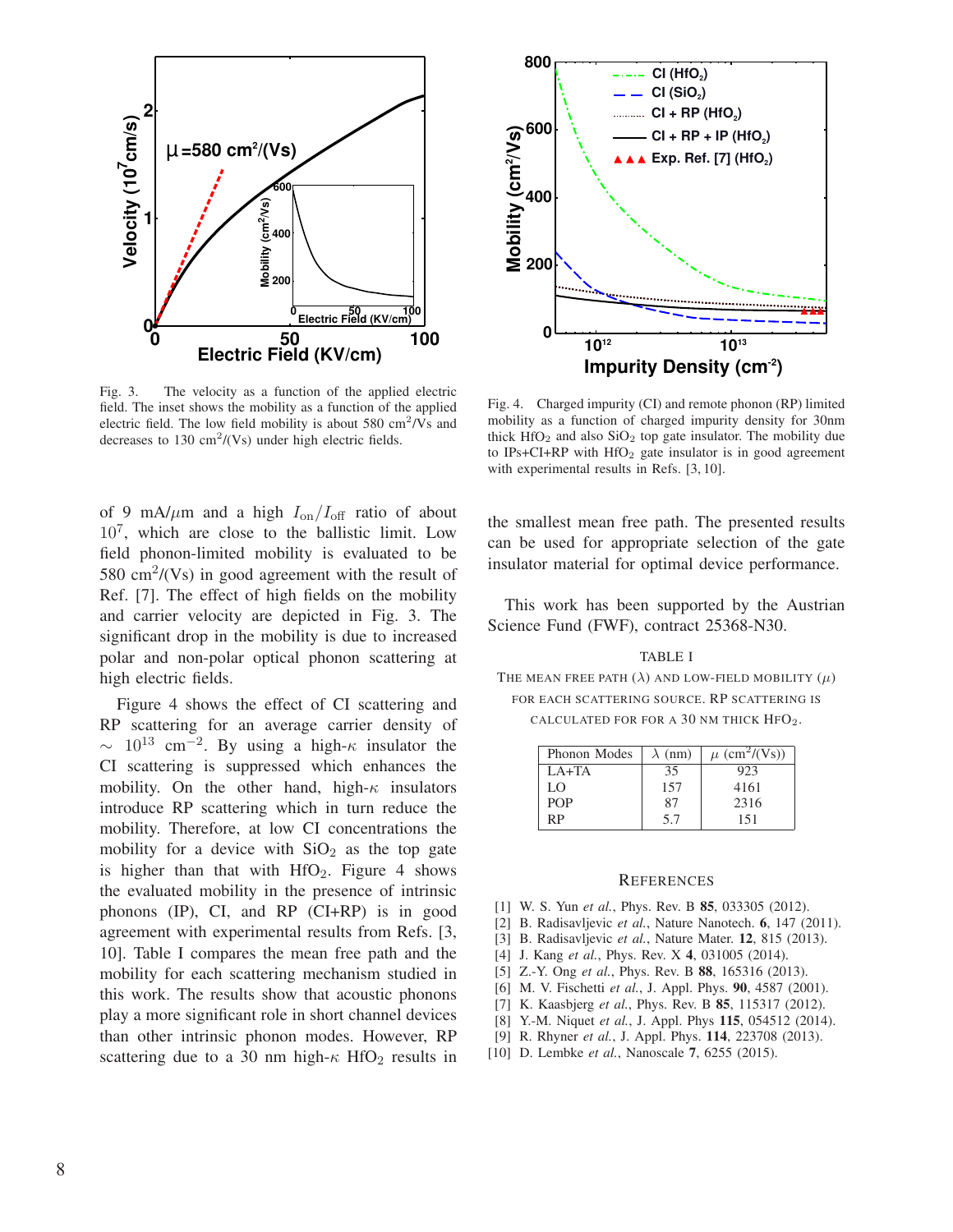μ =580 cm²/(Vs)

Velocity ($10^7$cm/s)

Electric Field (KV/cm)

0
50
100
0
1
2

Mobility (cm²/Vs)
600
400
200
0
50
100
Electric Field (KV/cm)

Fig. 3. The velocity as a function of the applied electric field. The inset shows the mobility as a function of the applied electric field. The low field mobility is about 580 cm$^2$/Vs and decreases to 130 cm$^2$/(Vs) under high electric fields.

CI ($HfO_2$)
CI ($SiO_2$)
CI + RP ($HfO_2$)
CI + RP + IP ($HfO_2$)
Exp. Ref. [7] ($HfO_2$)

Mobility (cm²/Vs)
800
600
400
200
0

$10^{12}$
$10^{13}$
Impurity Density (cm$^{-2}$)

Fig. 4. Charged impurity (CI) and remote phonon (RP) limited mobility as a function of charged impurity density for 30nm thick $HfO_2$ and also $SiO_2$ top gate insulator. The mobility due to IPs+CI+RP with $HfO_2$ gate insulator is in good agreement with experimental results in Refs. [3, 10].

of 9 mA/$\mu$m and a high $I_{\rm on}/I_{\rm off}$ ratio of about $10^7$, which are close to the ballistic limit. Low field phonon-limited mobility is evaluated to be 580 cm$^2$/(Vs) in good agreement with the result of Ref. [7]. The effect of high fields on the mobility and carrier velocity are depicted in Fig. 3. The significant drop in the mobility is due to increased polar and non-polar optical phonon scattering at high electric fields.

Figure 4 shows the effect of CI scattering and RP scattering for an average carrier density of $\sim 10^{13}$ cm$^{-2}$. By using a high-$\kappa$ insulator the CI scattering is suppressed which enhances the mobility. On the other hand, high-$\kappa$ insulators introduce RP scattering which in turn reduce the mobility. Therefore, at low CI concentrations the mobility for a device with $SiO_2$ as the top gate is higher than that with $HfO_2$. Figure 4 shows the evaluated mobility in the presence of intrinsic phonons (IP), CI, and RP (CI+RP) is in good agreement with experimental results from Refs. [3, 10]. Table I compares the mean free path and the mobility for each scattering mechanism studied in this work. The results show that acoustic phonons play a more significant role in short channel devices than other intrinsic phonon modes. However, RP scattering due to a 30 nm high-$\kappa$ $HfO_2$ results in the smallest mean free path. The presented results can be used for appropriate selection of the gate insulator material for optimal device performance.

This work has been supported by the Austrian Science Fund (FWF), contract 25368-N30.

TABLE I
THE MEAN FREE PATH ($\lambda$) AND LOW-FIELD MOBILITY ($\mu$) FOR EACH SCATTERING SOURCE. RP SCATTERING IS CALCULATED FOR FOR A 30 NM THICK $HfO_2$.

| Phonon Modes | $\lambda$ (nm) | $\mu$ (cm$^2$/(Vs)) |
|---|---|---|
| LA+TA | 35 | 923 |
| LO | 157 | 4161 |
| POP | 87 | 2316 |
| RP | 5.7 | 151 |

## REFERENCES

[1] W. S. Yun *et al.*, Phys. Rev. B **85**, 033305 (2012).
[2] B. Radisavljevic *et al.*, Nature Nanotech. **6**, 147 (2011).
[3] B. Radisavljevic *et al.*, Nature Mater. **12**, 815 (2013).
[4] J. Kang *et al.*, Phys. Rev. X **4**, 031005 (2014).
[5] Z.-Y. Ong *et al.*, Phys. Rev. B **88**, 165316 (2013).
[6] M. V. Fischetti *et al.*, J. Appl. Phys. **90**, 4587 (2001).
[7] K. Kaasbjerg *et al.*, Phys. Rev. B **85**, 115317 (2012).
[8] Y.-M. Niquet *et al.*, J. Appl. Phys **115**, 054512 (2014).
[9] R. Rhyner *et al.*, J. Appl. Phys. **114**, 223708 (2013).
[10] D. Lembke *et al.*, Nanoscale **7**, 6255 (2015).